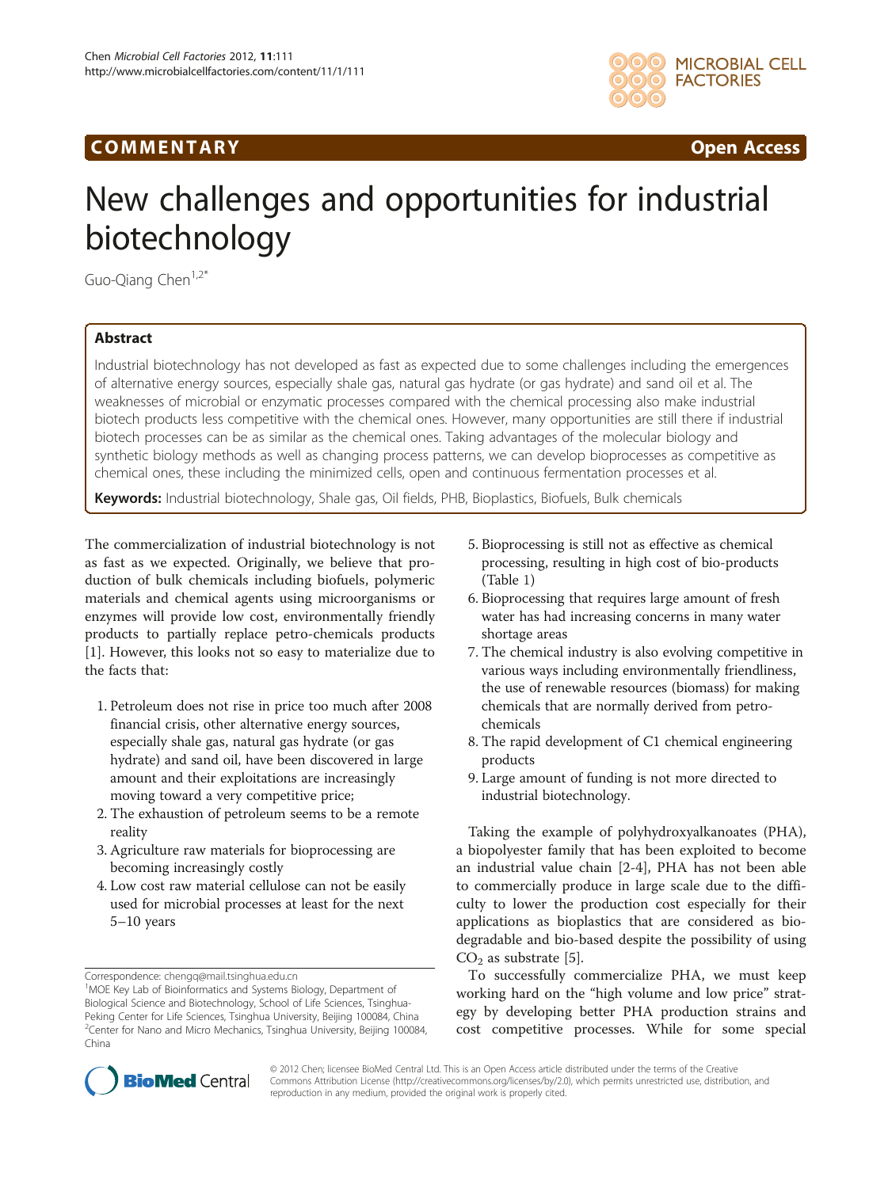COMMENTARY Open Access

# New challenges and opportunities for industrial biotechnology

Guo-Qiang Chen[1,2*]

## Abstract

Industrial biotechnology has not developed as fast as expected due to some challenges including the emergences of alternative energy sources, especially shale gas, natural gas hydrate (or gas hydrate) and sand oil et al. The weaknesses of microbial or enzymatic processes compared with the chemical processing also make industrial biotech products less competitive with the chemical ones. However, many opportunities are still there if industrial biotech processes can be as similar as the chemical ones. Taking advantages of the molecular biology and synthetic biology methods as well as changing process patterns, we can develop bioprocesses as competitive as chemical ones, these including the minimized cells, open and continuous fermentation processes et al.

**Keywords:** Industrial biotechnology, Shale gas, Oil fields, PHB, Bioplastics, Biofuels, Bulk chemicals

The commercialization of industrial biotechnology is not as fast as we expected. Originally, we believe that production of bulk chemicals including biofuels, polymeric materials and chemical agents using microorganisms or enzymes will provide low cost, environmentally friendly products to partially replace petro-chemicals products [1]. However, this looks not so easy to materialize due to the facts that:

1. Petroleum does not rise in price too much after 2008 financial crisis, other alternative energy sources, especially shale gas, natural gas hydrate (or gas hydrate) and sand oil, have been discovered in large amount and their exploitations are increasingly moving toward a very competitive price;
2. The exhaustion of petroleum seems to be a remote reality
3. Agriculture raw materials for bioprocessing are becoming increasingly costly
4. Low cost raw material cellulose can not be easily used for microbial processes at least for the next 5–10 years
5. Bioprocessing is still not as effective as chemical processing, resulting in high cost of bio-products (Table 1)
6. Bioprocessing that requires large amount of fresh water has had increasing concerns in many water shortage areas
7. The chemical industry is also evolving competitive in various ways including environmentally friendliness, the use of renewable resources (biomass) for making chemicals that are normally derived from petro-chemicals
8. The rapid development of C1 chemical engineering products
9. Large amount of funding is not more directed to industrial biotechnology.

Taking the example of polyhydroxyalkanoates (PHA), a biopolyester family that has been exploited to become an industrial value chain [2-4], PHA has not been able to commercially produce in large scale due to the difficulty to lower the production cost especially for their applications as bioplastics that are considered as biodegradable and bio-based despite the possibility of using $CO_2$ as substrate [5].

To successfully commercialize PHA, we must keep working hard on the "high volume and low price" strategy by developing better PHA production strains and cost competitive processes. While for some special

Correspondence: chengq@mail.tsinghua.edu.cn
[1]MOE Key Lab of Bioinformatics and Systems Biology, Department of Biological Science and Biotechnology, School of Life Sciences, Tsinghua-Peking Center for Life Sciences, Tsinghua University, Beijing 100084, China
[2]Center for Nano and Micro Mechanics, Tsinghua University, Beijing 100084, China

© 2012 Chen; licensee BioMed Central Ltd. This is an Open Access article distributed under the terms of the Creative Commons Attribution License (http://creativecommons.org/licenses/by/2.0), which permits unrestricted use, distribution, and reproduction in any medium, provided the original work is properly cited.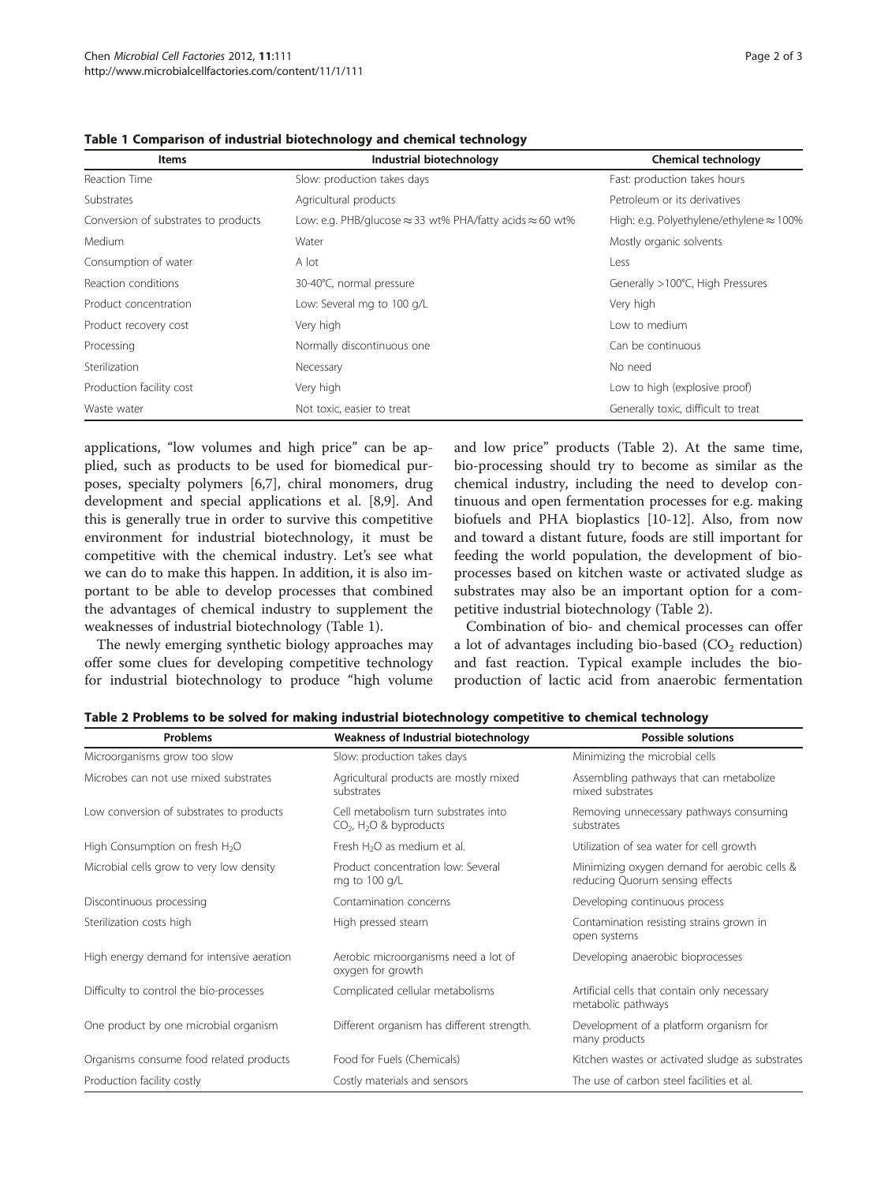**Table 1 Comparison of industrial biotechnology and chemical technology**

| Items | Industrial biotechnology | Chemical technology |
|---|---|---|
| Reaction Time | Slow: production takes days | Fast: production takes hours |
| Substrates | Agricultural products | Petroleum or its derivatives |
| Conversion of substrates to products | Low: e.g. PHB/glucose ≈ 33 wt% PHA/fatty acids ≈ 60 wt% | High: e.g. Polyethylene/ethylene ≈ 100% |
| Medium | Water | Mostly organic solvents |
| Consumption of water | A lot | Less |
| Reaction conditions | 30-40°C, normal pressure | Generally >100°C, High Pressures |
| Product concentration | Low: Several mg to 100 g/L | Very high |
| Product recovery cost | Very high | Low to medium |
| Processing | Normally discontinuous one | Can be continuous |
| Sterilization | Necessary | No need |
| Production facility cost | Very high | Low to high (explosive proof) |
| Waste water | Not toxic, easier to treat | Generally toxic, difficult to treat |

applications, "low volumes and high price" can be applied, such as products to be used for biomedical purposes, specialty polymers [6,7], chiral monomers, drug development and special applications et al. [8,9]. And this is generally true in order to survive this competitive environment for industrial biotechnology, it must be competitive with the chemical industry. Let's see what we can do to make this happen. In addition, it is also important to be able to develop processes that combined the advantages of chemical industry to supplement the weaknesses of industrial biotechnology (Table 1).

The newly emerging synthetic biology approaches may offer some clues for developing competitive technology for industrial biotechnology to produce "high volume and low price" products (Table 2). At the same time, bio-processing should try to become as similar as the chemical industry, including the need to develop continuous and open fermentation processes for e.g. making biofuels and PHA bioplastics [10-12]. Also, from now and toward a distant future, foods are still important for feeding the world population, the development of bioprocesses based on kitchen waste or activated sludge as substrates may also be an important option for a competitive industrial biotechnology (Table 2).

Combination of bio- and chemical processes can offer a lot of advantages including bio-based ($CO_2$ reduction) and fast reaction. Typical example includes the bioproduction of lactic acid from anaerobic fermentation

**Table 2 Problems to be solved for making industrial biotechnology competitive to chemical technology**

| Problems | Weakness of Industrial biotechnology | Possible solutions |
|---|---|---|
| Microorganisms grow too slow | Slow: production takes days | Minimizing the microbial cells |
| Microbes can not use mixed substrates | Agricultural products are mostly mixed substrates | Assembling pathways that can metabolize mixed substrates |
| Low conversion of substrates to products | Cell metabolism turn substrates into $CO_2$, $H_2O$ & byproducts | Removing unnecessary pathways consuming substrates |
| High Consumption on fresh $H_2O$ | Fresh $H_2O$ as medium et al. | Utilization of sea water for cell growth |
| Microbial cells grow to very low density | Product concentration low: Several mg to 100 g/L | Minimizing oxygen demand for aerobic cells & reducing Quorum sensing effects |
| Discontinuous processing | Contamination concerns | Developing continuous process |
| Sterilization costs high | High pressed steam | Contamination resisting strains grown in open systems |
| High energy demand for intensive aeration | Aerobic microorganisms need a lot of oxygen for growth | Developing anaerobic bioprocesses |
| Difficulty to control the bio-processes | Complicated cellular metabolisms | Artificial cells that contain only necessary metabolic pathways |
| One product by one microbial organism | Different organism has different strength. | Development of a platform organism for many products |
| Organisms consume food related products | Food for Fuels (Chemicals) | Kitchen wastes or activated sludge as substrates |
| Production facility costly | Costly materials and sensors | The use of carbon steel facilities et al. |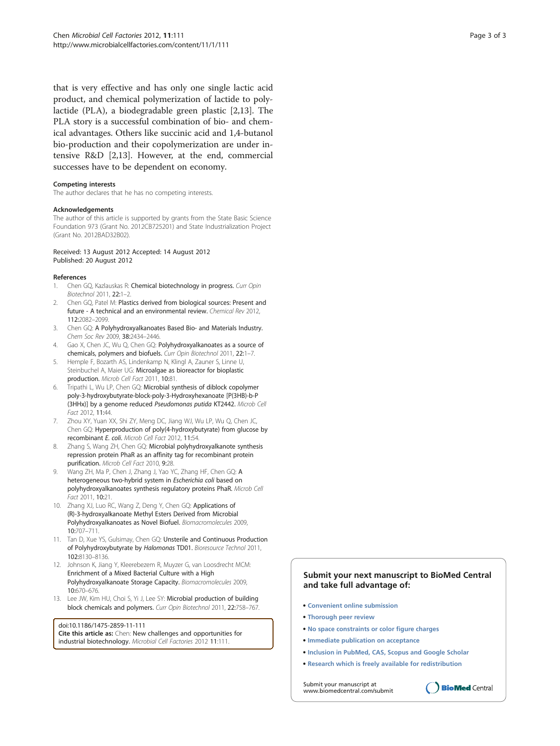that is very effective and has only one single lactic acid product, and chemical polymerization of lactide to polylactide (PLA), a biodegradable green plastic [2,13]. The PLA story is a successful combination of bio- and chemical advantages. Others like succinic acid and 1,4-butanol bio-production and their copolymerization are under intensive R&D [2,13]. However, at the end, commercial successes have to be dependent on economy.

### Competing interests

The author declares that he has no competing interests.

### Acknowledgements

The author of this article is supported by grants from the State Basic Science Foundation 973 (Grant No. 2012CB725201) and State Industrialization Project (Grant No. 2012BAD32B02).

Received: 13 August 2012 Accepted: 14 August 2012
Published: 20 August 2012

### References

1. Chen GQ, Kazlauskas R: **Chemical biotechnology in progress.** *Curr Opin Biotechnol* 2011, **22:**1–2.
2. Chen GQ, Patel M: **Plastics derived from biological sources: Present and future - A technical and an environmental review.** *Chemical Rev* 2012, **112:**2082–2099.
3. Chen GQ: **A Polyhydroxyalkanoates Based Bio- and Materials Industry.** *Chem Soc Rev* 2009, **38:**2434–2446.
4. Gao X, Chen JC, Wu Q, Chen GQ: **Polyhydroxyalkanoates as a source of chemicals, polymers and biofuels.** *Curr Opin Biotechnol* 2011, **22:**1–7.
5. Hemple F, Bozarth AS, Lindenkamp N, Klingl A, Zauner S, Linne U, Steinbuchel A, Maier UG: **Microalgae as bioreactor for bioplastic production.** *Microb Cell Fact* 2011, **10:**81.
6. Tripathi L, Wu LP, Chen GQ: **Microbial synthesis of diblock copolymer poly-3-hydroxybutyrate-block-poly-3-Hydroxyhexanoate [P(3HB)-b-P(3HHx)] by a genome reduced *Pseudomonas putida* KT2442.** *Microb Cell Fact* 2012, **11:**44.
7. Zhou XY, Yuan XX, Shi ZY, Meng DC, Jiang WJ, Wu LP, Wu Q, Chen JC, Chen GQ: **Hyperproduction of poly(4-hydroxybutyrate) from glucose by recombinant *E. coli*.** *Microb Cell Fact* 2012, **11:**54.
8. Zhang S, Wang ZH, Chen GQ: **Microbial polyhydroxyalkanote synthesis repression protein PhaR as an affinity tag for recombinant protein purification.** *Microb Cell Fact* 2010, **9:**28.
9. Wang ZH, Ma P, Chen J, Zhang J, Yao YC, Zhang HF, Chen GQ: **A heterogeneous two-hybrid system in *Escherichia coli* based on polyhydroxyalkanoates synthesis regulatory proteins PhaR.** *Microb Cell Fact* 2011, **10:**21.
10. Zhang XJ, Luo RC, Wang Z, Deng Y, Chen GQ: **Applications of (R)-3-hydroxyalkanoate Methyl Esters Derived from Microbial Polyhydroxyalkanoates as Novel Biofuel.** *Biomacromolecules* 2009, **10:**707–711.
11. Tan D, Xue YS, Gulsimay, Chen GQ: **Unsterile and Continuous Production of Polyhydroxybutyrate by *Halomonas* TD01.** *Bioresource Technol* 2011, **102:**8130–8136.
12. Johnson K, Jiang Y, Kleerebezem R, Muyzer G, van Loosdrecht MCM: **Enrichment of a Mixed Bacterial Culture with a High Polyhydroxyalkanoate Storage Capacity.** *Biomacromolecules* 2009, **10:**670–676.
13. Lee JW, Kim HU, Choi S, Yi J, Lee SY: **Microbial production of building block chemicals and polymers.** *Curr Opin Biotechnol* 2011, **22:**758–767.

doi:10.1186/1475-2859-11-111
**Cite this article as:** Chen: New challenges and opportunities for industrial biotechnology. *Microbial Cell Factories* 2012 **11**:111.

**Submit your next manuscript to BioMed Central and take full advantage of:**

- **Convenient online submission**
- **Thorough peer review**
- **No space constraints or color figure charges**
- **Immediate publication on acceptance**
- **Inclusion in PubMed, CAS, Scopus and Google Scholar**
- **Research which is freely available for redistribution**

Submit your manuscript at
www.biomedcentral.com/submit

BioMed Central